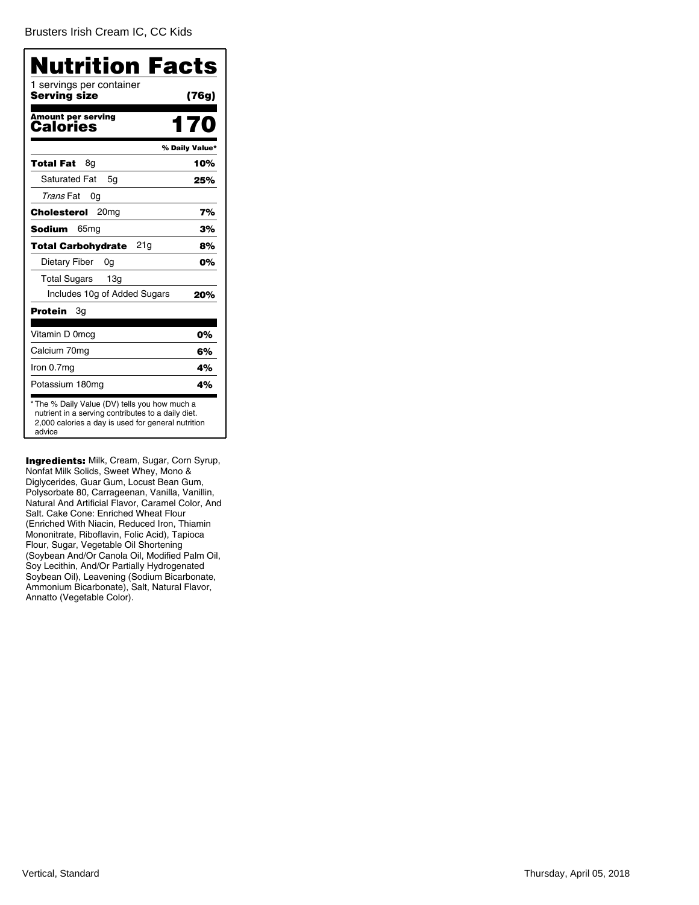Brusters Irish Cream IC, CC Kids

# Nutrition Facts

1 servings per container
**Serving size** **(76g)**

**Amount per serving**
**Calories** **170**

| | % Daily Value* |
|---|---|
| **Total Fat** 8g | **10%** |
| Saturated Fat 5g | **25%** |
| *Trans* Fat 0g | |
| **Cholesterol** 20mg | **7%** |
| **Sodium** 65mg | **3%** |
| **Total Carbohydrate** 21g | **8%** |
| Dietary Fiber 0g | **0%** |
| Total Sugars 13g | |
| Includes 10g of Added Sugars | **20%** |
| **Protein** 3g | |
| Vitamin D 0mcg | **0%** |
| Calcium 70mg | **6%** |
| Iron 0.7mg | **4%** |
| Potassium 180mg | **4%** |

* The % Daily Value (DV) tells you how much a nutrient in a serving contributes to a daily diet. 2,000 calories a day is used for general nutrition advice

**Ingredients:** Milk, Cream, Sugar, Corn Syrup, Nonfat Milk Solids, Sweet Whey, Mono & Diglycerides, Guar Gum, Locust Bean Gum, Polysorbate 80, Carrageenan, Vanilla, Vanillin, Natural And Artificial Flavor, Caramel Color, And Salt. Cake Cone: Enriched Wheat Flour (Enriched With Niacin, Reduced Iron, Thiamin Mononitrate, Riboflavin, Folic Acid), Tapioca Flour, Sugar, Vegetable Oil Shortening (Soybean And/Or Canola Oil, Modified Palm Oil, Soy Lecithin, And/Or Partially Hydrogenated Soybean Oil), Leavening (Sodium Bicarbonate, Ammonium Bicarbonate), Salt, Natural Flavor, Annatto (Vegetable Color).

Vertical, Standard

Thursday, April 05, 2018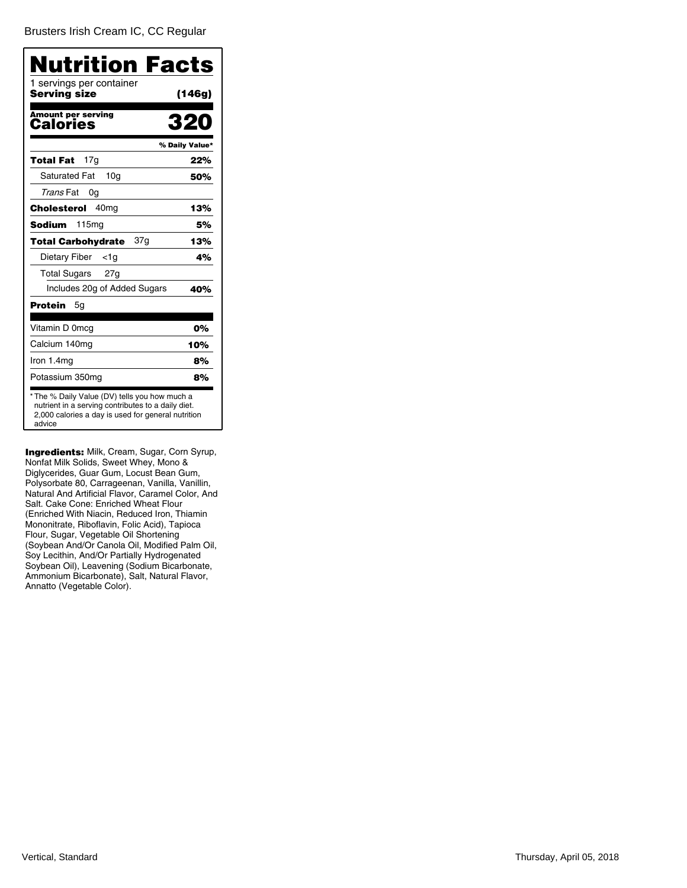Brusters Irish Cream IC, CC Regular

# Nutrition Facts

1 servings per container

**Serving size** **(146g)**

| **Amount per serving** | |
|---|---|
| **Calories** | **320** |
| | **% Daily Value*** |
| **Total Fat** 17g | **22%** |
| Saturated Fat 10g | **50%** |
| *Trans* Fat 0g | |
| **Cholesterol** 40mg | **13%** |
| **Sodium** 115mg | **5%** |
| **Total Carbohydrate** 37g | **13%** |
| Dietary Fiber <1g | **4%** |
| Total Sugars 27g | |
| Includes 20g of Added Sugars | **40%** |
| **Protein** 5g | |
| Vitamin D 0mcg | **0%** |
| Calcium 140mg | **10%** |
| Iron 1.4mg | **8%** |
| Potassium 350mg | **8%** |

* The % Daily Value (DV) tells you how much a nutrient in a serving contributes to a daily diet. 2,000 calories a day is used for general nutrition advice

**Ingredients:** Milk, Cream, Sugar, Corn Syrup, Nonfat Milk Solids, Sweet Whey, Mono & Diglycerides, Guar Gum, Locust Bean Gum, Polysorbate 80, Carrageenan, Vanilla, Vanillin, Natural And Artificial Flavor, Caramel Color, And Salt. Cake Cone: Enriched Wheat Flour (Enriched With Niacin, Reduced Iron, Thiamin Mononitrate, Riboflavin, Folic Acid), Tapioca Flour, Sugar, Vegetable Oil Shortening (Soybean And/Or Canola Oil, Modified Palm Oil, Soy Lecithin, And/Or Partially Hydrogenated Soybean Oil), Leavening (Sodium Bicarbonate, Ammonium Bicarbonate), Salt, Natural Flavor, Annatto (Vegetable Color).

Vertical, Standard

Thursday, April 05, 2018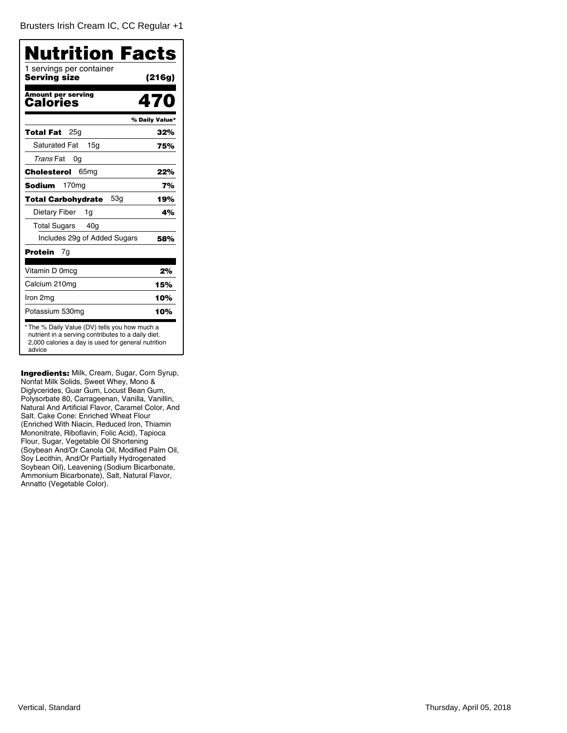Brusters Irish Cream IC, CC Regular +1

# Nutrition Facts

1 servings per container
**Serving size** **(216g)**

**Amount per serving**
**Calories** **470**

| | % Daily Value* |
|---|---|
| **Total Fat** 25g | **32%** |
| Saturated Fat 15g | **75%** |
| *Trans* Fat 0g | |
| **Cholesterol** 65mg | **22%** |
| **Sodium** 170mg | **7%** |
| **Total Carbohydrate** 53g | **19%** |
| Dietary Fiber 1g | **4%** |
| Total Sugars 40g | |
| Includes 29g of Added Sugars | **58%** |
| **Protein** 7g | |
| Vitamin D 0mcg | **2%** |
| Calcium 210mg | **15%** |
| Iron 2mg | **10%** |
| Potassium 530mg | **10%** |

* The % Daily Value (DV) tells you how much a nutrient in a serving contributes to a daily diet. 2,000 calories a day is used for general nutrition advice

**Ingredients:** Milk, Cream, Sugar, Corn Syrup, Nonfat Milk Solids, Sweet Whey, Mono & Diglycerides, Guar Gum, Locust Bean Gum, Polysorbate 80, Carrageenan, Vanilla, Vanillin, Natural And Artificial Flavor, Caramel Color, And Salt. Cake Cone: Enriched Wheat Flour (Enriched With Niacin, Reduced Iron, Thiamin Mononitrate, Riboflavin, Folic Acid), Tapioca Flour, Sugar, Vegetable Oil Shortening (Soybean And/Or Canola Oil, Modified Palm Oil, Soy Lecithin, And/Or Partially Hydrogenated Soybean Oil), Leavening (Sodium Bicarbonate, Ammonium Bicarbonate), Salt, Natural Flavor, Annatto (Vegetable Color).

Vertical, Standard

Thursday, April 05, 2018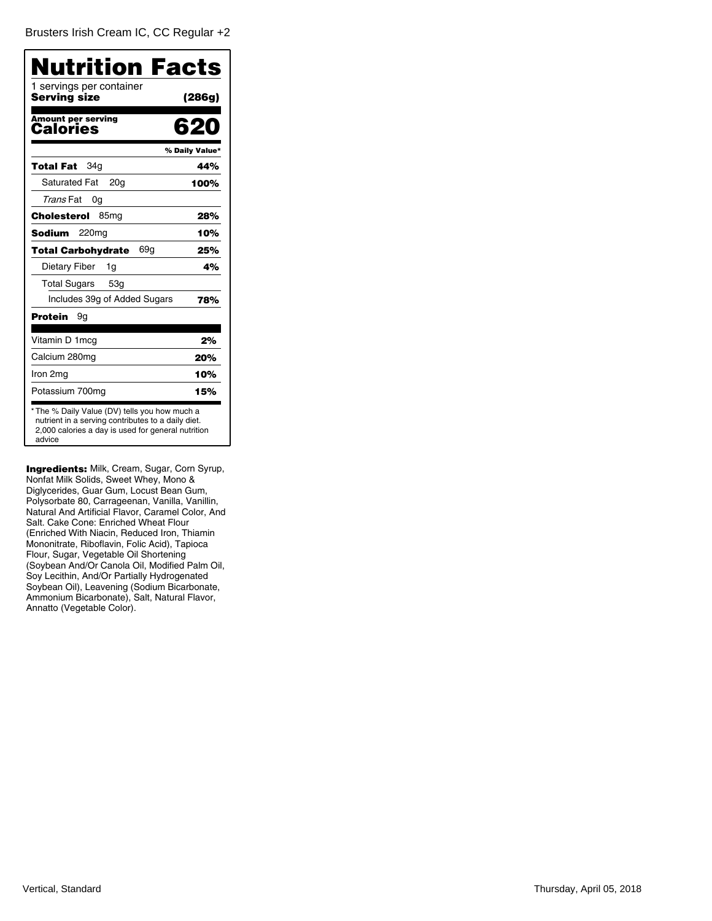Brusters Irish Cream IC, CC Regular +2

# Nutrition Facts

1 servings per container
**Serving size** **(286g)**

**Amount per serving**
**Calories** **620**

| | % Daily Value* |
|---|---|
| **Total Fat** 34g | **44%** |
| Saturated Fat 20g | **100%** |
| *Trans* Fat 0g | |
| **Cholesterol** 85mg | **28%** |
| **Sodium** 220mg | **10%** |
| **Total Carbohydrate** 69g | **25%** |
| Dietary Fiber 1g | **4%** |
| Total Sugars 53g | |
| Includes 39g of Added Sugars | **78%** |
| **Protein** 9g | |
| Vitamin D 1mcg | **2%** |
| Calcium 280mg | **20%** |
| Iron 2mg | **10%** |
| Potassium 700mg | **15%** |

* The % Daily Value (DV) tells you how much a nutrient in a serving contributes to a daily diet. 2,000 calories a day is used for general nutrition advice

**Ingredients:** Milk, Cream, Sugar, Corn Syrup, Nonfat Milk Solids, Sweet Whey, Mono & Diglycerides, Guar Gum, Locust Bean Gum, Polysorbate 80, Carrageenan, Vanilla, Vanillin, Natural And Artificial Flavor, Caramel Color, And Salt. Cake Cone: Enriched Wheat Flour (Enriched With Niacin, Reduced Iron, Thiamin Mononitrate, Riboflavin, Folic Acid), Tapioca Flour, Sugar, Vegetable Oil Shortening (Soybean And/Or Canola Oil, Modified Palm Oil, Soy Lecithin, And/Or Partially Hydrogenated Soybean Oil), Leavening (Sodium Bicarbonate, Ammonium Bicarbonate), Salt, Natural Flavor, Annatto (Vegetable Color).

Vertical, Standard

Thursday, April 05, 2018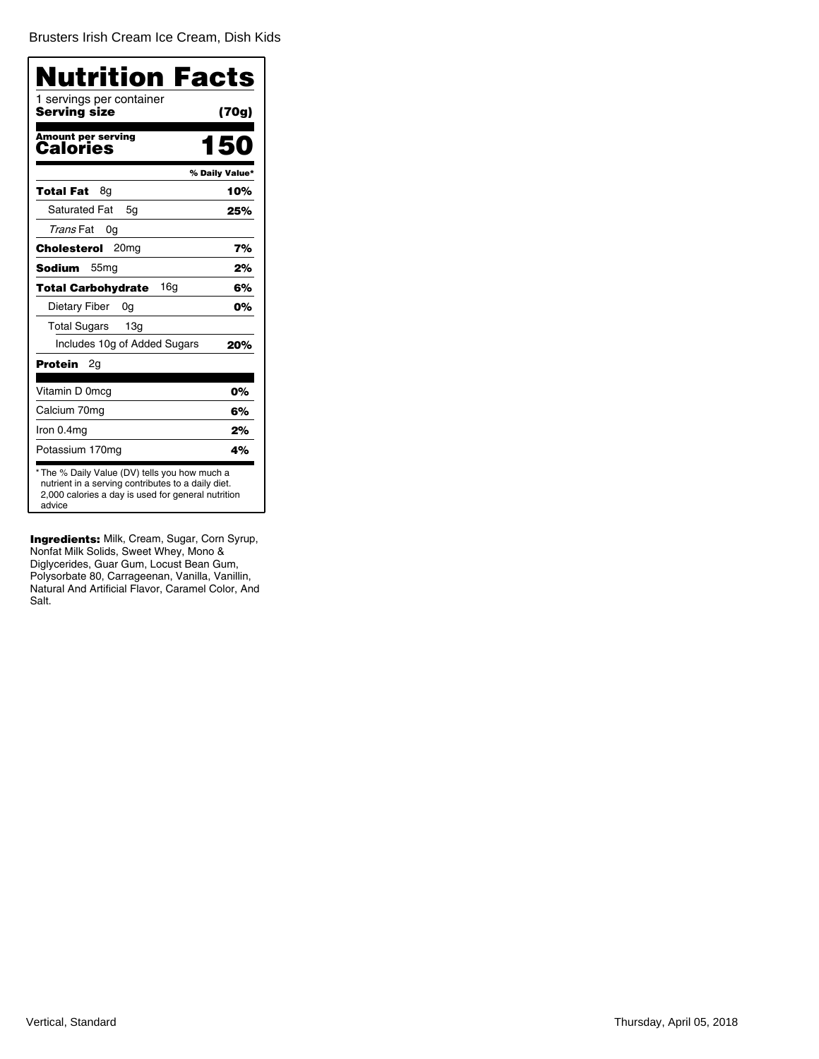Brusters Irish Cream Ice Cream, Dish Kids

# Nutrition Facts

1 servings per container
**Serving size** **(70g)**

**Amount per serving**
**Calories** **150**

| | % Daily Value* |
|---|---|
| **Total Fat** 8g | **10%** |
| Saturated Fat 5g | **25%** |
| *Trans* Fat 0g | |
| **Cholesterol** 20mg | **7%** |
| **Sodium** 55mg | **2%** |
| **Total Carbohydrate** 16g | **6%** |
| Dietary Fiber 0g | **0%** |
| Total Sugars 13g | |
| Includes 10g of Added Sugars | **20%** |
| **Protein** 2g | |
| Vitamin D 0mcg | **0%** |
| Calcium 70mg | **6%** |
| Iron 0.4mg | **2%** |
| Potassium 170mg | **4%** |

* The % Daily Value (DV) tells you how much a nutrient in a serving contributes to a daily diet. 2,000 calories a day is used for general nutrition advice

**Ingredients:** Milk, Cream, Sugar, Corn Syrup, Nonfat Milk Solids, Sweet Whey, Mono & Diglycerides, Guar Gum, Locust Bean Gum, Polysorbate 80, Carrageenan, Vanilla, Vanillin, Natural And Artificial Flavor, Caramel Color, And Salt.

Vertical, Standard

Thursday, April 05, 2018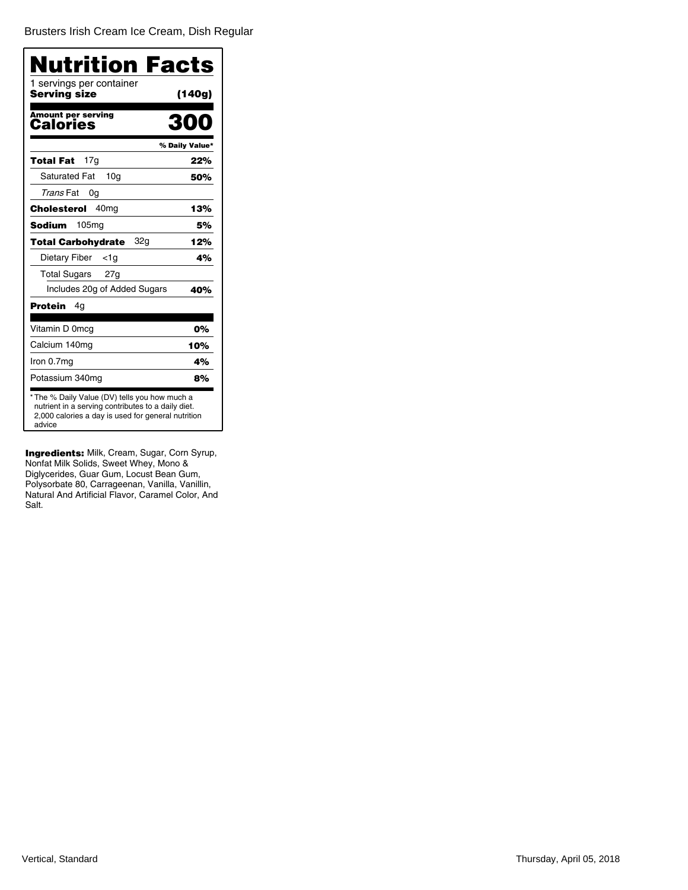Brusters Irish Cream Ice Cream, Dish Regular

# Nutrition Facts

1 servings per container
**Serving size** **(140g)**

**Amount per serving**
**Calories** **300**

| | % Daily Value* |
|---|---|
| **Total Fat** 17g | **22%** |
| Saturated Fat 10g | **50%** |
| *Trans* Fat 0g | |
| **Cholesterol** 40mg | **13%** |
| **Sodium** 105mg | **5%** |
| **Total Carbohydrate** 32g | **12%** |
| Dietary Fiber <1g | **4%** |
| Total Sugars 27g | |
| Includes 20g of Added Sugars | **40%** |
| **Protein** 4g | |
| Vitamin D 0mcg | **0%** |
| Calcium 140mg | **10%** |
| Iron 0.7mg | **4%** |
| Potassium 340mg | **8%** |

* The % Daily Value (DV) tells you how much a nutrient in a serving contributes to a daily diet. 2,000 calories a day is used for general nutrition advice

**Ingredients:** Milk, Cream, Sugar, Corn Syrup, Nonfat Milk Solids, Sweet Whey, Mono & Diglycerides, Guar Gum, Locust Bean Gum, Polysorbate 80, Carrageenan, Vanilla, Vanillin, Natural And Artificial Flavor, Caramel Color, And Salt.

Vertical, Standard

Thursday, April 05, 2018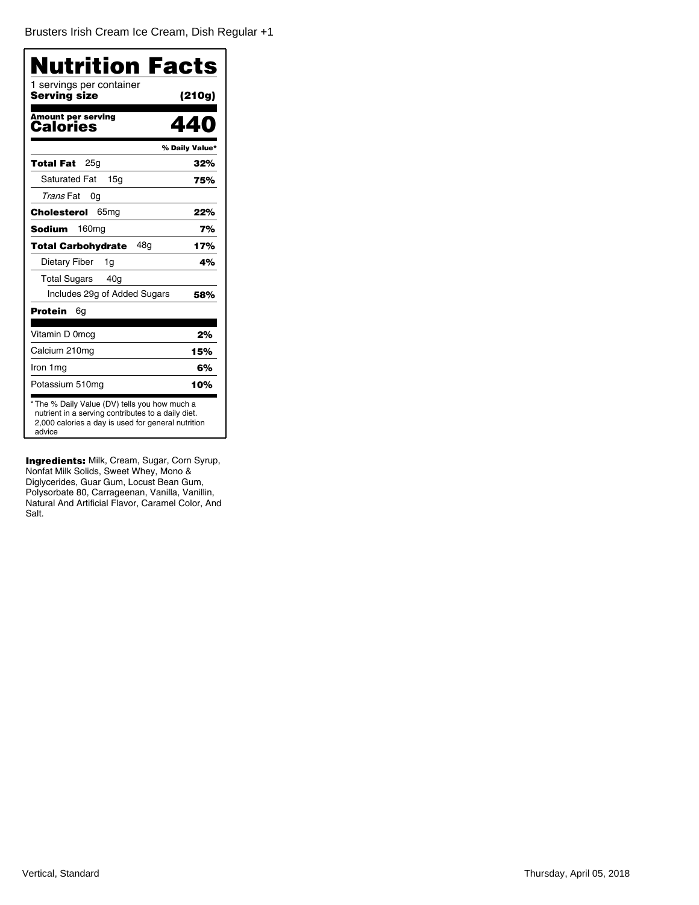Brusters Irish Cream Ice Cream, Dish Regular +1

# Nutrition Facts

1 servings per container
**Serving size** **(210g)**

**Amount per serving**
**Calories** **440**

| | % Daily Value* |
|---|---|
| **Total Fat** 25g | **32%** |
| Saturated Fat 15g | **75%** |
| *Trans* Fat 0g | |
| **Cholesterol** 65mg | **22%** |
| **Sodium** 160mg | **7%** |
| **Total Carbohydrate** 48g | **17%** |
| Dietary Fiber 1g | **4%** |
| Total Sugars 40g | |
| Includes 29g of Added Sugars | **58%** |
| **Protein** 6g | |
| Vitamin D 0mcg | **2%** |
| Calcium 210mg | **15%** |
| Iron 1mg | **6%** |
| Potassium 510mg | **10%** |

* The % Daily Value (DV) tells you how much a nutrient in a serving contributes to a daily diet. 2,000 calories a day is used for general nutrition advice

**Ingredients:** Milk, Cream, Sugar, Corn Syrup, Nonfat Milk Solids, Sweet Whey, Mono & Diglycerides, Guar Gum, Locust Bean Gum, Polysorbate 80, Carrageenan, Vanilla, Vanillin, Natural And Artificial Flavor, Caramel Color, And Salt.

Vertical, Standard

Thursday, April 05, 2018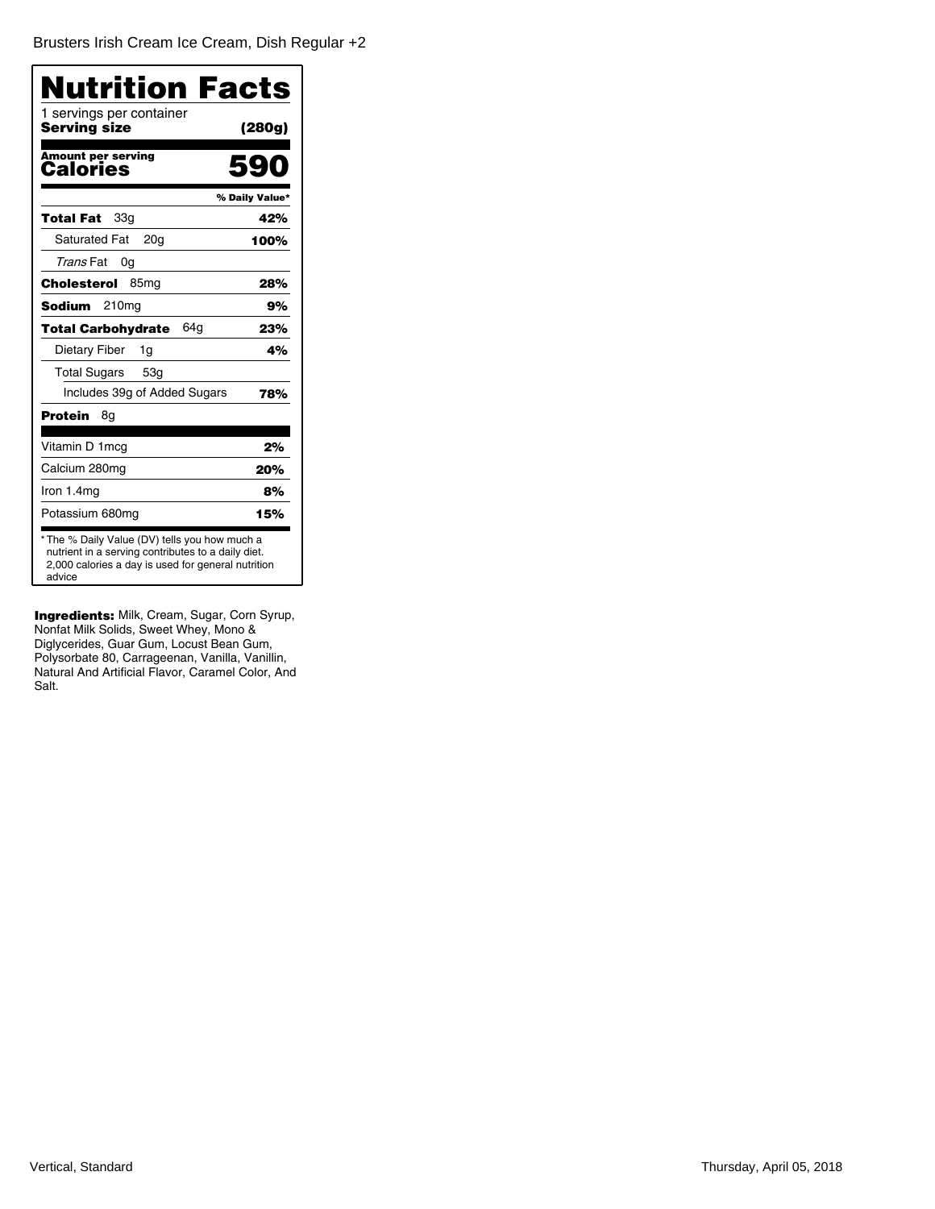Brusters Irish Cream Ice Cream, Dish Regular +2

# Nutrition Facts

1 servings per container
**Serving size** **(280g)**

**Amount per serving**
**Calories** **590**

| | % Daily Value* |
|---|---|
| **Total Fat** 33g | **42%** |
| Saturated Fat 20g | **100%** |
| *Trans* Fat 0g | |
| **Cholesterol** 85mg | **28%** |
| **Sodium** 210mg | **9%** |
| **Total Carbohydrate** 64g | **23%** |
| Dietary Fiber 1g | **4%** |
| Total Sugars 53g | |
| Includes 39g of Added Sugars | **78%** |
| **Protein** 8g | |
| Vitamin D 1mcg | **2%** |
| Calcium 280mg | **20%** |
| Iron 1.4mg | **8%** |
| Potassium 680mg | **15%** |

* The % Daily Value (DV) tells you how much a nutrient in a serving contributes to a daily diet. 2,000 calories a day is used for general nutrition advice

**Ingredients:** Milk, Cream, Sugar, Corn Syrup, Nonfat Milk Solids, Sweet Whey, Mono & Diglycerides, Guar Gum, Locust Bean Gum, Polysorbate 80, Carrageenan, Vanilla, Vanillin, Natural And Artificial Flavor, Caramel Color, And Salt.

Vertical, Standard

Thursday, April 05, 2018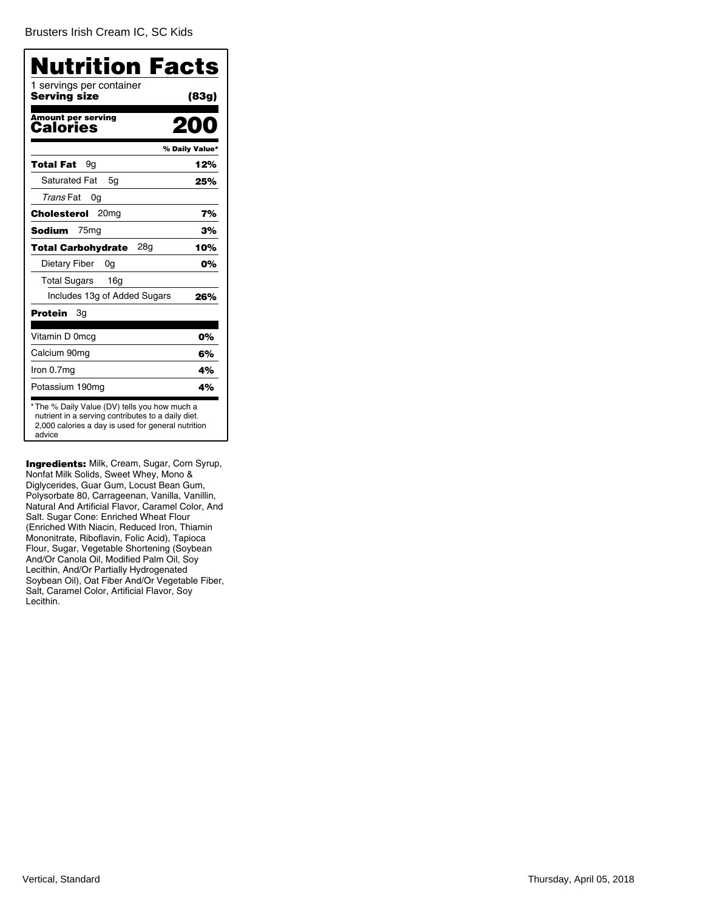Brusters Irish Cream IC, SC Kids

# Nutrition Facts

1 servings per container
**Serving size** **(83g)**

**Amount per serving**
**Calories** **200**

| | % Daily Value* |
|---|---|
| **Total Fat** 9g | **12%** |
| Saturated Fat 5g | **25%** |
| *Trans* Fat 0g | |
| **Cholesterol** 20mg | **7%** |
| **Sodium** 75mg | **3%** |
| **Total Carbohydrate** 28g | **10%** |
| Dietary Fiber 0g | **0%** |
| Total Sugars 16g | |
| Includes 13g of Added Sugars | **26%** |
| **Protein** 3g | |
| Vitamin D 0mcg | **0%** |
| Calcium 90mg | **6%** |
| Iron 0.7mg | **4%** |
| Potassium 190mg | **4%** |

* The % Daily Value (DV) tells you how much a nutrient in a serving contributes to a daily diet. 2,000 calories a day is used for general nutrition advice

**Ingredients:** Milk, Cream, Sugar, Corn Syrup, Nonfat Milk Solids, Sweet Whey, Mono & Diglycerides, Guar Gum, Locust Bean Gum, Polysorbate 80, Carrageenan, Vanilla, Vanillin, Natural And Artificial Flavor, Caramel Color, And Salt. Sugar Cone: Enriched Wheat Flour (Enriched With Niacin, Reduced Iron, Thiamin Mononitrate, Riboflavin, Folic Acid), Tapioca Flour, Sugar, Vegetable Shortening (Soybean And/Or Canola Oil, Modified Palm Oil, Soy Lecithin, And/Or Partially Hydrogenated Soybean Oil), Oat Fiber And/Or Vegetable Fiber, Salt, Caramel Color, Artificial Flavor, Soy Lecithin.

Vertical, Standard

Thursday, April 05, 2018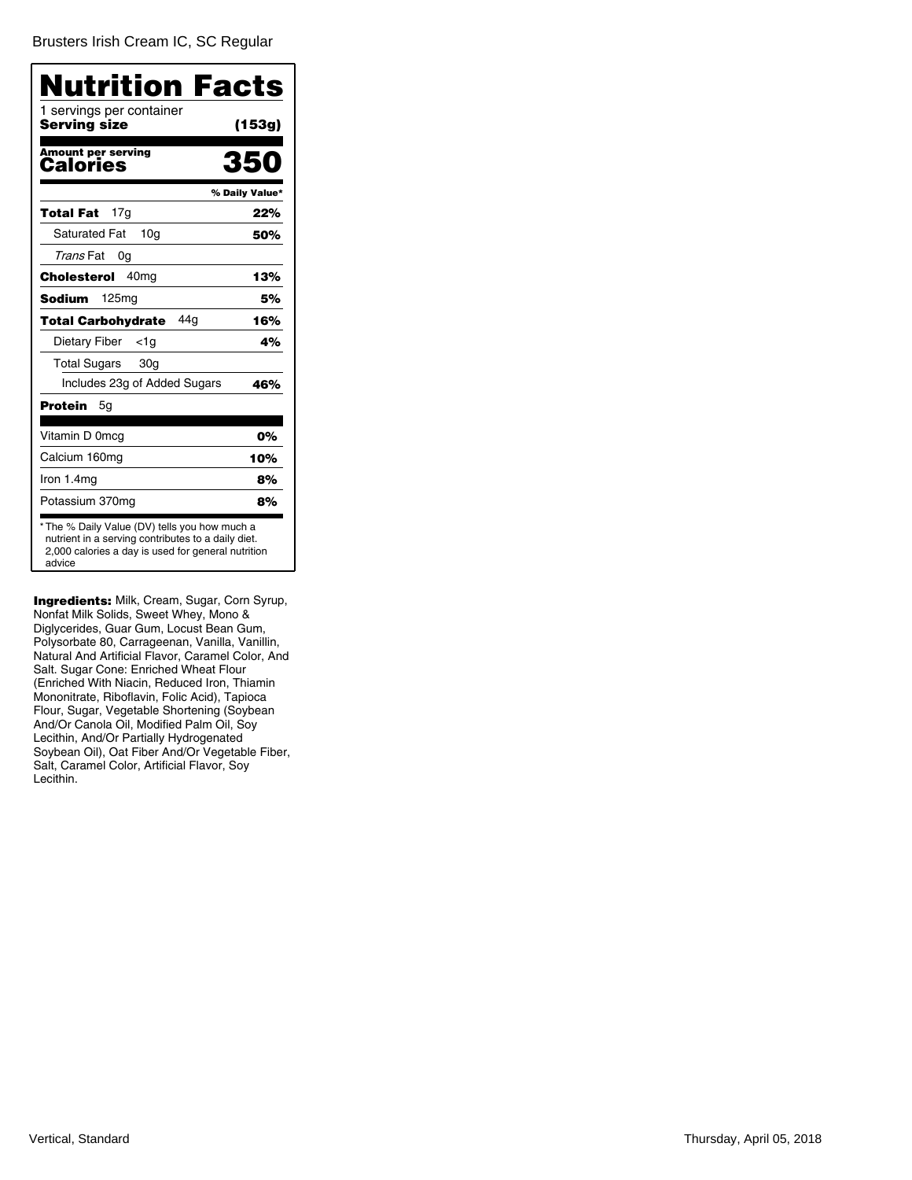Brusters Irish Cream IC, SC Regular

# Nutrition Facts

1 servings per container

**Serving size** **(153g)**

**Amount per serving**

**Calories** **350**

| | % Daily Value* |
|---|---|
| **Total Fat** 17g | **22%** |
| Saturated Fat 10g | **50%** |
| *Trans* Fat 0g | |
| **Cholesterol** 40mg | **13%** |
| **Sodium** 125mg | **5%** |
| **Total Carbohydrate** 44g | **16%** |
| Dietary Fiber <1g | **4%** |
| Total Sugars 30g | |
| Includes 23g of Added Sugars | **46%** |
| **Protein** 5g | |
| Vitamin D 0mcg | **0%** |
| Calcium 160mg | **10%** |
| Iron 1.4mg | **8%** |
| Potassium 370mg | **8%** |

* The % Daily Value (DV) tells you how much a nutrient in a serving contributes to a daily diet. 2,000 calories a day is used for general nutrition advice

**Ingredients:** Milk, Cream, Sugar, Corn Syrup, Nonfat Milk Solids, Sweet Whey, Mono & Diglycerides, Guar Gum, Locust Bean Gum, Polysorbate 80, Carrageenan, Vanilla, Vanillin, Natural And Artificial Flavor, Caramel Color, And Salt. Sugar Cone: Enriched Wheat Flour (Enriched With Niacin, Reduced Iron, Thiamin Mononitrate, Riboflavin, Folic Acid), Tapioca Flour, Sugar, Vegetable Shortening (Soybean And/Or Canola Oil, Modified Palm Oil, Soy Lecithin, And/Or Partially Hydrogenated Soybean Oil), Oat Fiber And/Or Vegetable Fiber, Salt, Caramel Color, Artificial Flavor, Soy Lecithin.

Vertical, Standard

Thursday, April 05, 2018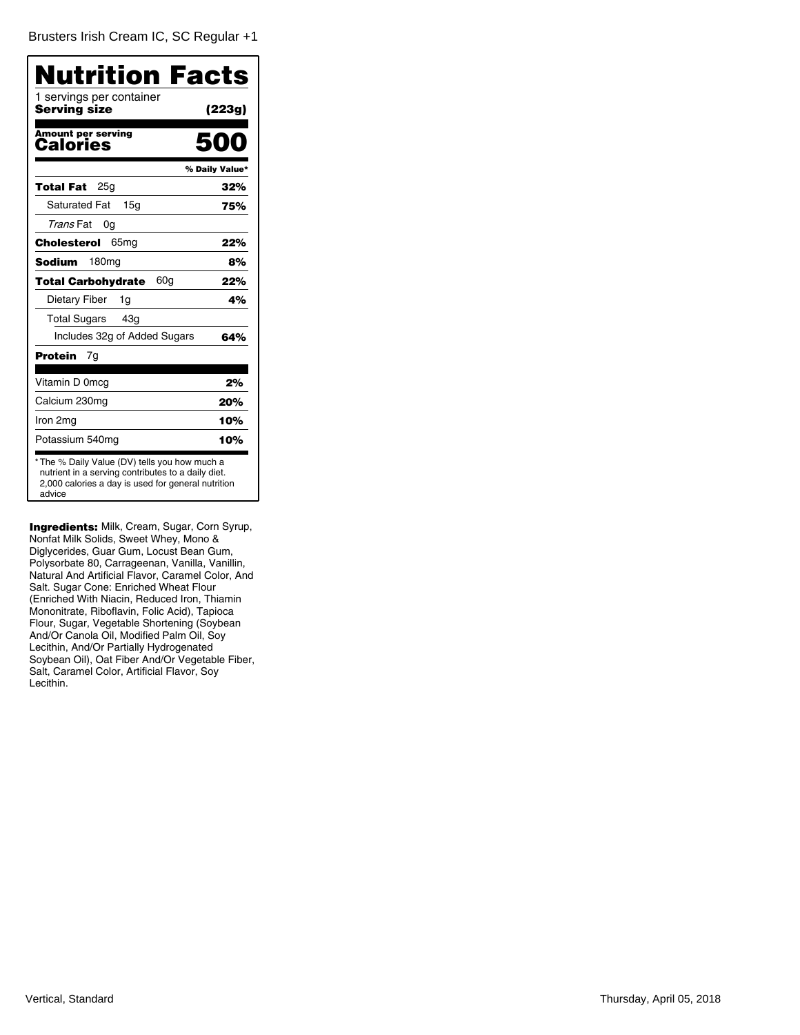Brusters Irish Cream IC, SC Regular +1

# Nutrition Facts

1 servings per container
**Serving size** **(223g)**

| **Amount per serving** | |
|---|---|
| **Calories** | **500** |
| | **% Daily Value*** |
| **Total Fat** 25g | **32%** |
| Saturated Fat 15g | **75%** |
| *Trans* Fat 0g | |
| **Cholesterol** 65mg | **22%** |
| **Sodium** 180mg | **8%** |
| **Total Carbohydrate** 60g | **22%** |
| Dietary Fiber 1g | **4%** |
| Total Sugars 43g | |
| Includes 32g of Added Sugars | **64%** |
| **Protein** 7g | |
| Vitamin D 0mcg | **2%** |
| Calcium 230mg | **20%** |
| Iron 2mg | **10%** |
| Potassium 540mg | **10%** |

* The % Daily Value (DV) tells you how much a nutrient in a serving contributes to a daily diet. 2,000 calories a day is used for general nutrition advice

**Ingredients:** Milk, Cream, Sugar, Corn Syrup, Nonfat Milk Solids, Sweet Whey, Mono & Diglycerides, Guar Gum, Locust Bean Gum, Polysorbate 80, Carrageenan, Vanilla, Vanillin, Natural And Artificial Flavor, Caramel Color, And Salt. Sugar Cone: Enriched Wheat Flour (Enriched With Niacin, Reduced Iron, Thiamin Mononitrate, Riboflavin, Folic Acid), Tapioca Flour, Sugar, Vegetable Shortening (Soybean And/Or Canola Oil, Modified Palm Oil, Soy Lecithin, And/Or Partially Hydrogenated Soybean Oil), Oat Fiber And/Or Vegetable Fiber, Salt, Caramel Color, Artificial Flavor, Soy Lecithin.

Vertical, Standard

Thursday, April 05, 2018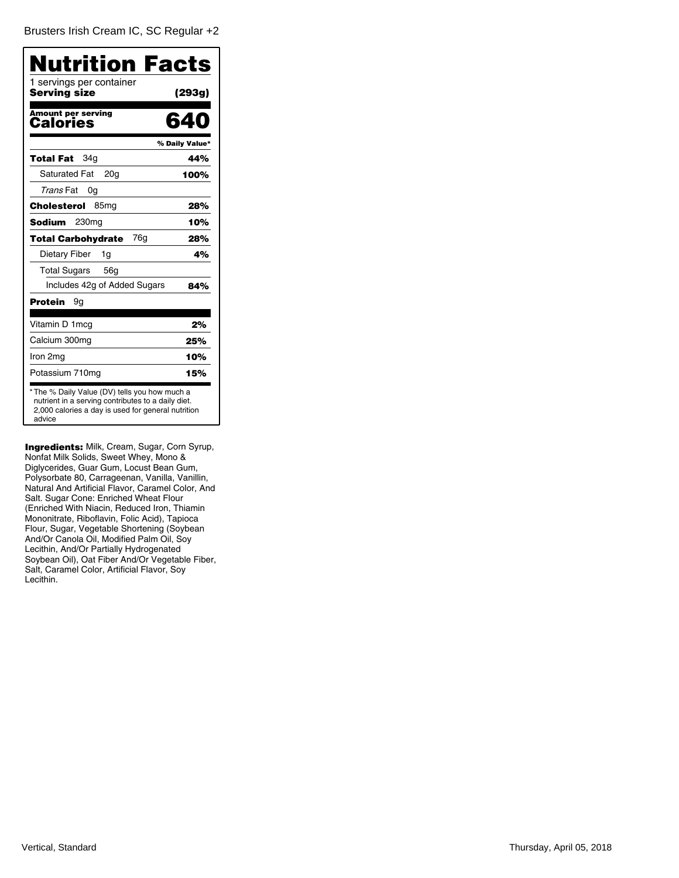Brusters Irish Cream IC, SC Regular +2

# Nutrition Facts

1 servings per container
**Serving size** **(293g)**

**Amount per serving**
**Calories** **640**

| | % Daily Value* |
|---|---|
| **Total Fat** 34g | **44%** |
| Saturated Fat 20g | **100%** |
| *Trans* Fat 0g | |
| **Cholesterol** 85mg | **28%** |
| **Sodium** 230mg | **10%** |
| **Total Carbohydrate** 76g | **28%** |
| Dietary Fiber 1g | **4%** |
| Total Sugars 56g | |
| Includes 42g of Added Sugars | **84%** |
| **Protein** 9g | |
| Vitamin D 1mcg | **2%** |
| Calcium 300mg | **25%** |
| Iron 2mg | **10%** |
| Potassium 710mg | **15%** |

* The % Daily Value (DV) tells you how much a nutrient in a serving contributes to a daily diet. 2,000 calories a day is used for general nutrition advice

**Ingredients:** Milk, Cream, Sugar, Corn Syrup, Nonfat Milk Solids, Sweet Whey, Mono & Diglycerides, Guar Gum, Locust Bean Gum, Polysorbate 80, Carrageenan, Vanilla, Vanillin, Natural And Artificial Flavor, Caramel Color, And Salt. Sugar Cone: Enriched Wheat Flour (Enriched With Niacin, Reduced Iron, Thiamin Mononitrate, Riboflavin, Folic Acid), Tapioca Flour, Sugar, Vegetable Shortening (Soybean And/Or Canola Oil, Modified Palm Oil, Soy Lecithin, And/Or Partially Hydrogenated Soybean Oil), Oat Fiber And/Or Vegetable Fiber, Salt, Caramel Color, Artificial Flavor, Soy Lecithin.

Vertical, Standard

Thursday, April 05, 2018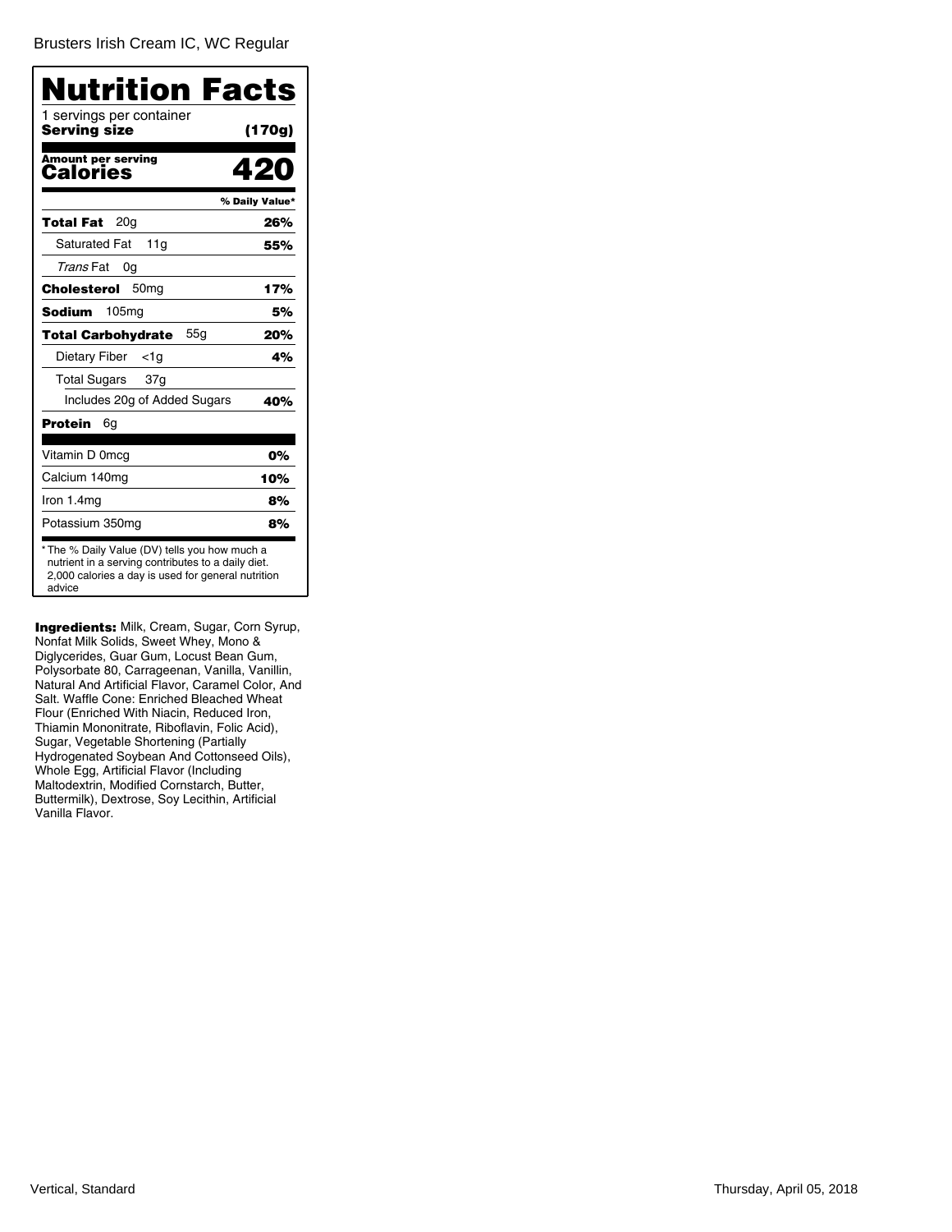Brusters Irish Cream IC, WC Regular

# Nutrition Facts

1 servings per container
**Serving size** **(170g)**

**Amount per serving**
**Calories** **420**

| | % Daily Value* |
|---|---|
| **Total Fat** 20g | **26%** |
| Saturated Fat 11g | **55%** |
| *Trans* Fat 0g | |
| **Cholesterol** 50mg | **17%** |
| **Sodium** 105mg | **5%** |
| **Total Carbohydrate** 55g | **20%** |
| Dietary Fiber <1g | **4%** |
| Total Sugars 37g | |
| Includes 20g of Added Sugars | **40%** |
| **Protein** 6g | |
| Vitamin D 0mcg | **0%** |
| Calcium 140mg | **10%** |
| Iron 1.4mg | **8%** |
| Potassium 350mg | **8%** |

* The % Daily Value (DV) tells you how much a nutrient in a serving contributes to a daily diet. 2,000 calories a day is used for general nutrition advice

**Ingredients:** Milk, Cream, Sugar, Corn Syrup, Nonfat Milk Solids, Sweet Whey, Mono & Diglycerides, Guar Gum, Locust Bean Gum, Polysorbate 80, Carrageenan, Vanilla, Vanillin, Natural And Artificial Flavor, Caramel Color, And Salt. Waffle Cone: Enriched Bleached Wheat Flour (Enriched With Niacin, Reduced Iron, Thiamin Mononitrate, Riboflavin, Folic Acid), Sugar, Vegetable Shortening (Partially Hydrogenated Soybean And Cottonseed Oils), Whole Egg, Artificial Flavor (Including Maltodextrin, Modified Cornstarch, Butter, Buttermilk), Dextrose, Soy Lecithin, Artificial Vanilla Flavor.

Vertical, Standard

Thursday, April 05, 2018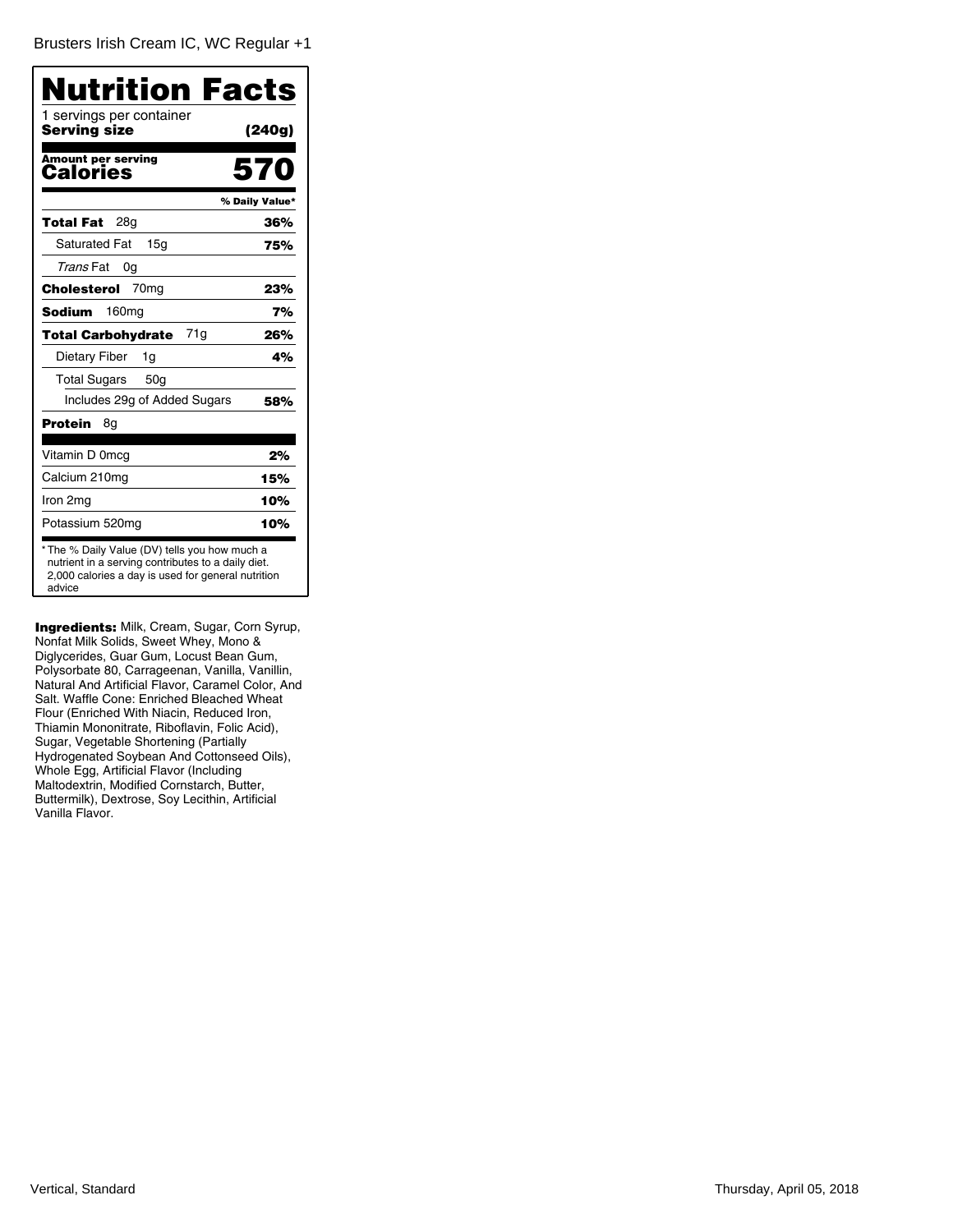Brusters Irish Cream IC, WC Regular +1

# Nutrition Facts

1 servings per container

**Serving size** **(240g)**

**Amount per serving**

**Calories** **570**

| | % Daily Value* |
|---|---|
| **Total Fat** 28g | **36%** |
| Saturated Fat 15g | **75%** |
| *Trans* Fat 0g | |
| **Cholesterol** 70mg | **23%** |
| **Sodium** 160mg | **7%** |
| **Total Carbohydrate** 71g | **26%** |
| Dietary Fiber 1g | **4%** |
| Total Sugars 50g | |
| Includes 29g of Added Sugars | **58%** |
| **Protein** 8g | |
| Vitamin D 0mcg | **2%** |
| Calcium 210mg | **15%** |
| Iron 2mg | **10%** |
| Potassium 520mg | **10%** |

* The % Daily Value (DV) tells you how much a nutrient in a serving contributes to a daily diet. 2,000 calories a day is used for general nutrition advice

**Ingredients:** Milk, Cream, Sugar, Corn Syrup, Nonfat Milk Solids, Sweet Whey, Mono & Diglycerides, Guar Gum, Locust Bean Gum, Polysorbate 80, Carrageenan, Vanilla, Vanillin, Natural And Artificial Flavor, Caramel Color, And Salt. Waffle Cone: Enriched Bleached Wheat Flour (Enriched With Niacin, Reduced Iron, Thiamin Mononitrate, Riboflavin, Folic Acid), Sugar, Vegetable Shortening (Partially Hydrogenated Soybean And Cottonseed Oils), Whole Egg, Artificial Flavor (Including Maltodextrin, Modified Cornstarch, Butter, Buttermilk), Dextrose, Soy Lecithin, Artificial Vanilla Flavor.

Vertical, Standard

Thursday, April 05, 2018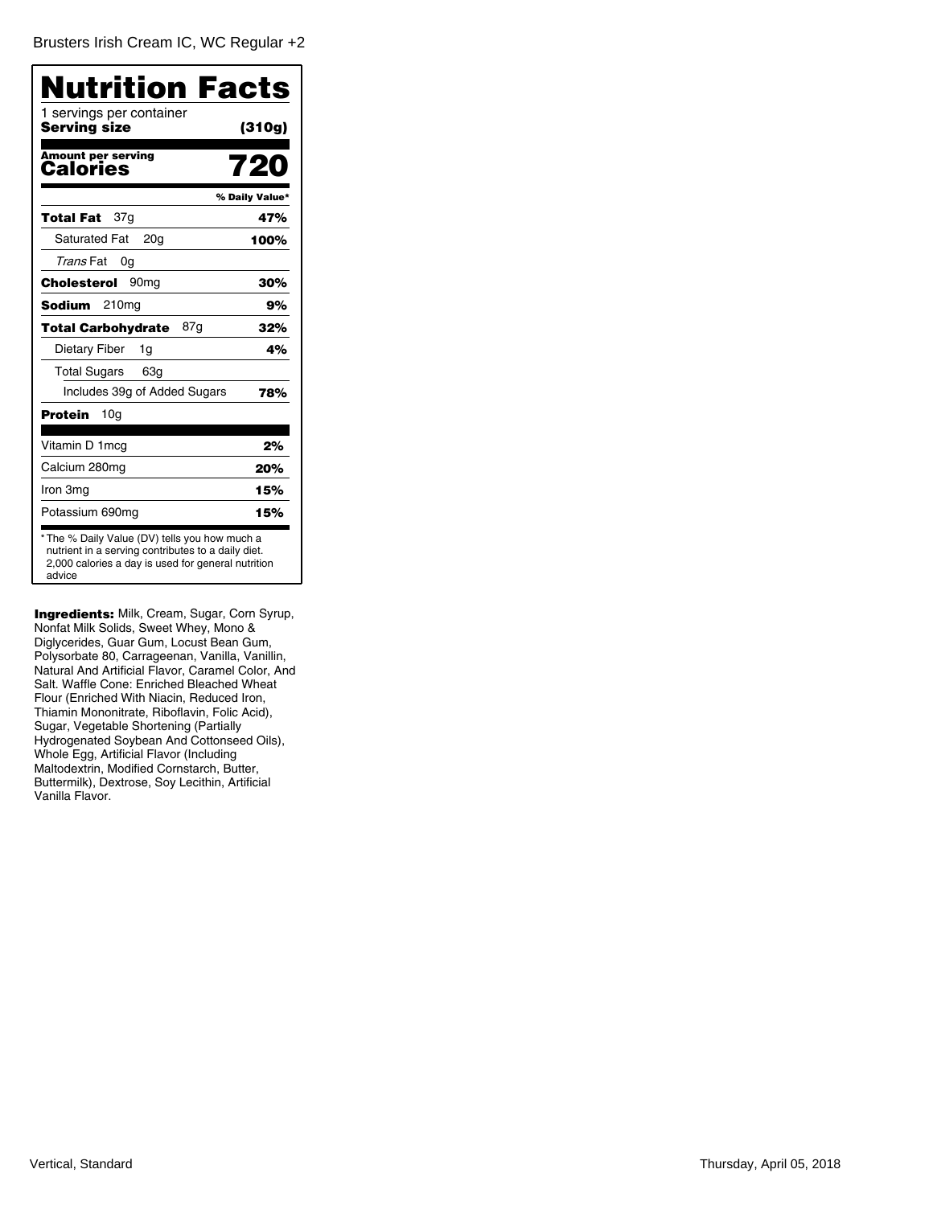Brusters Irish Cream IC, WC Regular +2

# Nutrition Facts

1 servings per container
**Serving size** **(310g)**

**Amount per serving**
**Calories** **720**

| | % Daily Value* |
|---|---|
| **Total Fat** 37g | **47%** |
| Saturated Fat 20g | **100%** |
| *Trans* Fat 0g | |
| **Cholesterol** 90mg | **30%** |
| **Sodium** 210mg | **9%** |
| **Total Carbohydrate** 87g | **32%** |
| Dietary Fiber 1g | **4%** |
| Total Sugars 63g | |
| Includes 39g of Added Sugars | **78%** |
| **Protein** 10g | |
| Vitamin D 1mcg | **2%** |
| Calcium 280mg | **20%** |
| Iron 3mg | **15%** |
| Potassium 690mg | **15%** |

* The % Daily Value (DV) tells you how much a nutrient in a serving contributes to a daily diet. 2,000 calories a day is used for general nutrition advice

**Ingredients:** Milk, Cream, Sugar, Corn Syrup, Nonfat Milk Solids, Sweet Whey, Mono & Diglycerides, Guar Gum, Locust Bean Gum, Polysorbate 80, Carrageenan, Vanilla, Vanillin, Natural And Artificial Flavor, Caramel Color, And Salt. Waffle Cone: Enriched Bleached Wheat Flour (Enriched With Niacin, Reduced Iron, Thiamin Mononitrate, Riboflavin, Folic Acid), Sugar, Vegetable Shortening (Partially Hydrogenated Soybean And Cottonseed Oils), Whole Egg, Artificial Flavor (Including Maltodextrin, Modified Cornstarch, Butter, Buttermilk), Dextrose, Soy Lecithin, Artificial Vanilla Flavor.

Vertical, Standard

Thursday, April 05, 2018